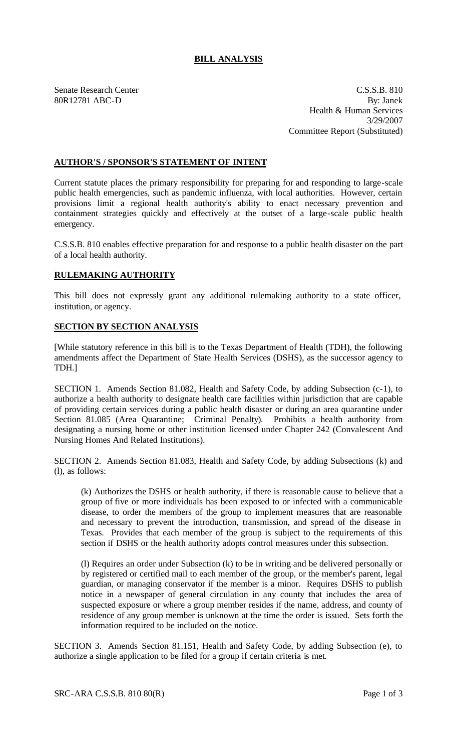# BILL ANALYSIS

Senate Research Center
80R12781 ABC-D

C.S.S.B. 810
By: Janek
Health & Human Services
3/29/2007
Committee Report (Substituted)

## AUTHOR'S / SPONSOR'S STATEMENT OF INTENT

Current statute places the primary responsibility for preparing for and responding to large-scale public health emergencies, such as pandemic influenza, with local authorities. However, certain provisions limit a regional health authority's ability to enact necessary prevention and containment strategies quickly and effectively at the outset of a large-scale public health emergency.

C.S.S.B. 810 enables effective preparation for and response to a public health disaster on the part of a local health authority.

## RULEMAKING AUTHORITY

This bill does not expressly grant any additional rulemaking authority to a state officer, institution, or agency.

## SECTION BY SECTION ANALYSIS

[While statutory reference in this bill is to the Texas Department of Health (TDH), the following amendments affect the Department of State Health Services (DSHS), as the successor agency to TDH.]

SECTION 1. Amends Section 81.082, Health and Safety Code, by adding Subsection (c-1), to authorize a health authority to designate health care facilities within jurisdiction that are capable of providing certain services during a public health disaster or during an area quarantine under Section 81.085 (Area Quarantine; Criminal Penalty). Prohibits a health authority from designating a nursing home or other institution licensed under Chapter 242 (Convalescent And Nursing Homes And Related Institutions).

SECTION 2. Amends Section 81.083, Health and Safety Code, by adding Subsections (k) and (l), as follows:

(k) Authorizes the DSHS or health authority, if there is reasonable cause to believe that a group of five or more individuals has been exposed to or infected with a communicable disease, to order the members of the group to implement measures that are reasonable and necessary to prevent the introduction, transmission, and spread of the disease in Texas. Provides that each member of the group is subject to the requirements of this section if DSHS or the health authority adopts control measures under this subsection.

(l) Requires an order under Subsection (k) to be in writing and be delivered personally or by registered or certified mail to each member of the group, or the member's parent, legal guardian, or managing conservator if the member is a minor. Requires DSHS to publish notice in a newspaper of general circulation in any county that includes the area of suspected exposure or where a group member resides if the name, address, and county of residence of any group member is unknown at the time the order is issued. Sets forth the information required to be included on the notice.

SECTION 3. Amends Section 81.151, Health and Safety Code, by adding Subsection (e), to authorize a single application to be filed for a group if certain criteria is met.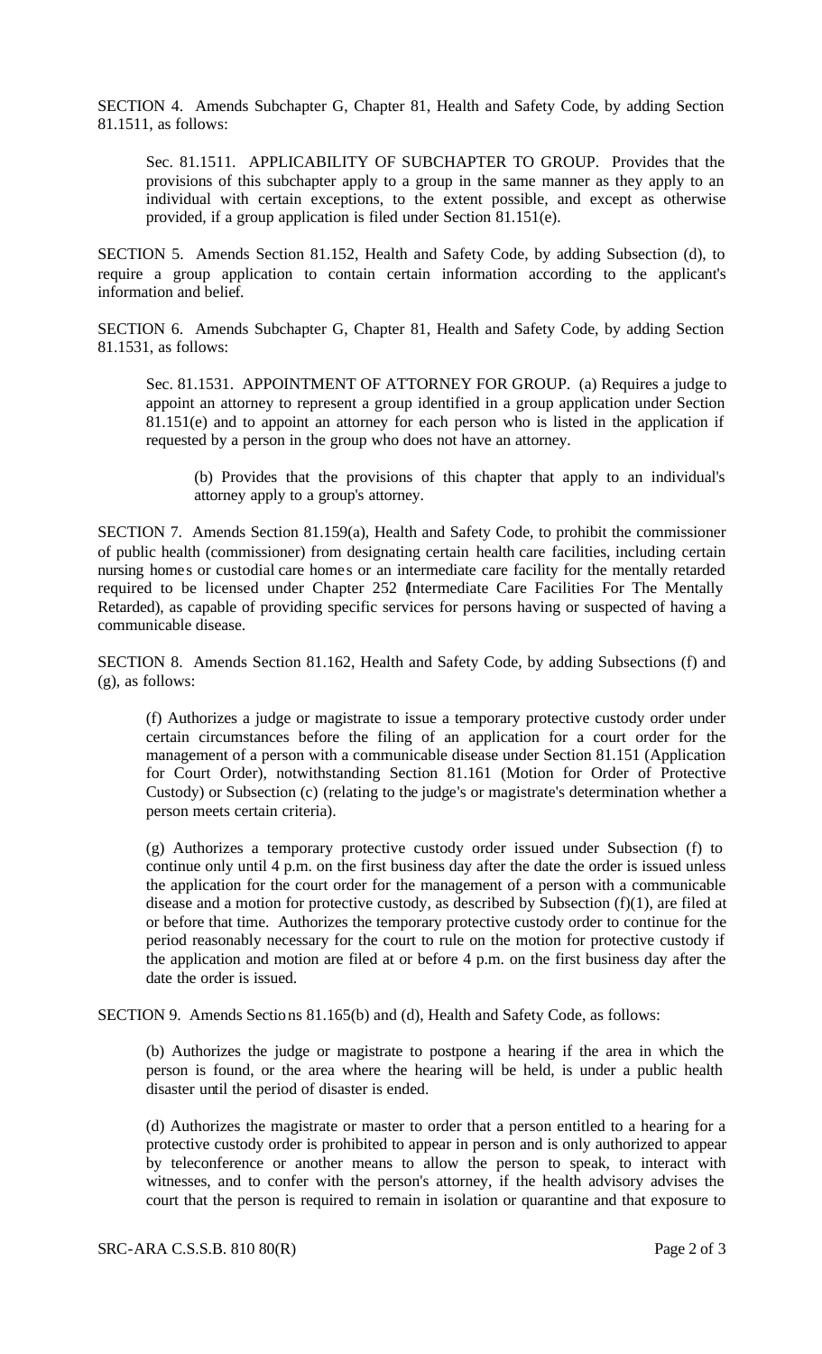SECTION 4. Amends Subchapter G, Chapter 81, Health and Safety Code, by adding Section 81.1511, as follows:

Sec. 81.1511. APPLICABILITY OF SUBCHAPTER TO GROUP. Provides that the provisions of this subchapter apply to a group in the same manner as they apply to an individual with certain exceptions, to the extent possible, and except as otherwise provided, if a group application is filed under Section 81.151(e).

SECTION 5. Amends Section 81.152, Health and Safety Code, by adding Subsection (d), to require a group application to contain certain information according to the applicant's information and belief.

SECTION 6. Amends Subchapter G, Chapter 81, Health and Safety Code, by adding Section 81.1531, as follows:

Sec. 81.1531. APPOINTMENT OF ATTORNEY FOR GROUP. (a) Requires a judge to appoint an attorney to represent a group identified in a group application under Section 81.151(e) and to appoint an attorney for each person who is listed in the application if requested by a person in the group who does not have an attorney.

(b) Provides that the provisions of this chapter that apply to an individual's attorney apply to a group's attorney.

SECTION 7. Amends Section 81.159(a), Health and Safety Code, to prohibit the commissioner of public health (commissioner) from designating certain health care facilities, including certain nursing homes or custodial care homes or an intermediate care facility for the mentally retarded required to be licensed under Chapter 252 (Intermediate Care Facilities For The Mentally Retarded), as capable of providing specific services for persons having or suspected of having a communicable disease.

SECTION 8. Amends Section 81.162, Health and Safety Code, by adding Subsections (f) and (g), as follows:

(f) Authorizes a judge or magistrate to issue a temporary protective custody order under certain circumstances before the filing of an application for a court order for the management of a person with a communicable disease under Section 81.151 (Application for Court Order), notwithstanding Section 81.161 (Motion for Order of Protective Custody) or Subsection (c) (relating to the judge's or magistrate's determination whether a person meets certain criteria).

(g) Authorizes a temporary protective custody order issued under Subsection (f) to continue only until 4 p.m. on the first business day after the date the order is issued unless the application for the court order for the management of a person with a communicable disease and a motion for protective custody, as described by Subsection (f)(1), are filed at or before that time. Authorizes the temporary protective custody order to continue for the period reasonably necessary for the court to rule on the motion for protective custody if the application and motion are filed at or before 4 p.m. on the first business day after the date the order is issued.

SECTION 9. Amends Sections 81.165(b) and (d), Health and Safety Code, as follows:

(b) Authorizes the judge or magistrate to postpone a hearing if the area in which the person is found, or the area where the hearing will be held, is under a public health disaster until the period of disaster is ended.

(d) Authorizes the magistrate or master to order that a person entitled to a hearing for a protective custody order is prohibited to appear in person and is only authorized to appear by teleconference or another means to allow the person to speak, to interact with witnesses, and to confer with the person's attorney, if the health advisory advises the court that the person is required to remain in isolation or quarantine and that exposure to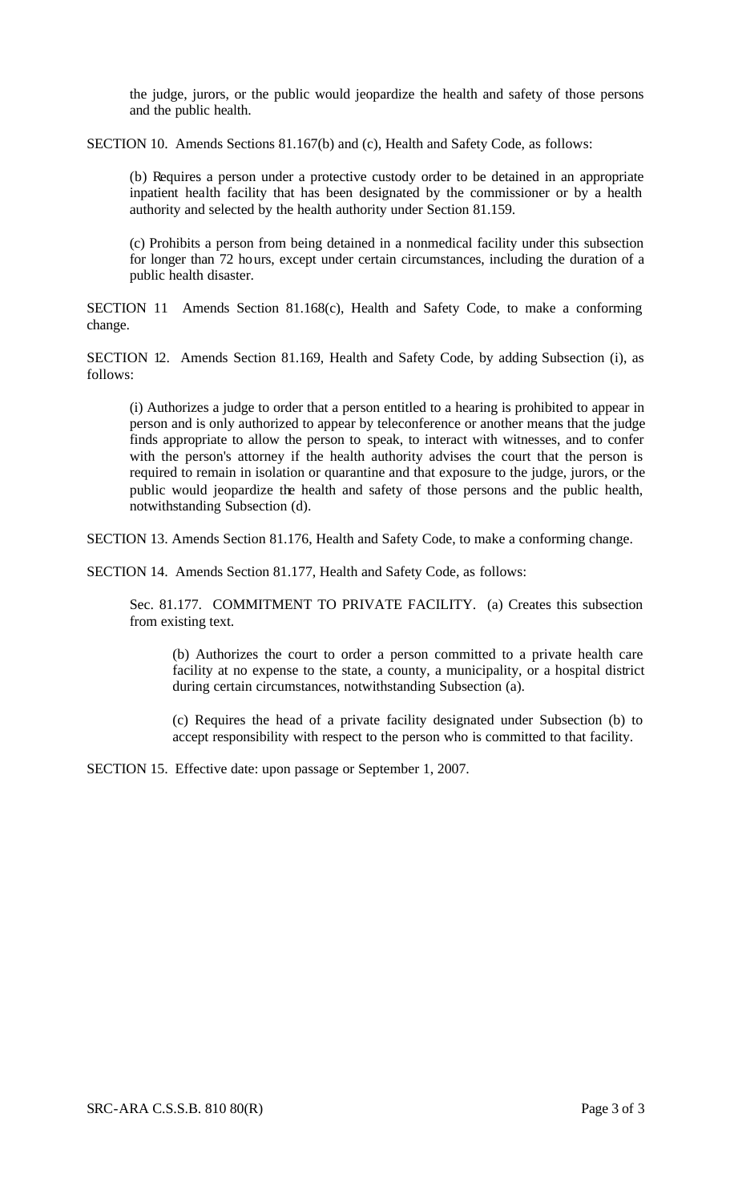the judge, jurors, or the public would jeopardize the health and safety of those persons and the public health.

SECTION 10. Amends Sections 81.167(b) and (c), Health and Safety Code, as follows:

(b) Requires a person under a protective custody order to be detained in an appropriate inpatient health facility that has been designated by the commissioner or by a health authority and selected by the health authority under Section 81.159.

(c) Prohibits a person from being detained in a nonmedical facility under this subsection for longer than 72 hours, except under certain circumstances, including the duration of a public health disaster.

SECTION 11 Amends Section 81.168(c), Health and Safety Code, to make a conforming change.

SECTION 12. Amends Section 81.169, Health and Safety Code, by adding Subsection (i), as follows:

(i) Authorizes a judge to order that a person entitled to a hearing is prohibited to appear in person and is only authorized to appear by teleconference or another means that the judge finds appropriate to allow the person to speak, to interact with witnesses, and to confer with the person's attorney if the health authority advises the court that the person is required to remain in isolation or quarantine and that exposure to the judge, jurors, or the public would jeopardize the health and safety of those persons and the public health, notwithstanding Subsection (d).

SECTION 13. Amends Section 81.176, Health and Safety Code, to make a conforming change.

SECTION 14. Amends Section 81.177, Health and Safety Code, as follows:

Sec. 81.177. COMMITMENT TO PRIVATE FACILITY. (a) Creates this subsection from existing text.

(b) Authorizes the court to order a person committed to a private health care facility at no expense to the state, a county, a municipality, or a hospital district during certain circumstances, notwithstanding Subsection (a).

(c) Requires the head of a private facility designated under Subsection (b) to accept responsibility with respect to the person who is committed to that facility.

SECTION 15. Effective date: upon passage or September 1, 2007.